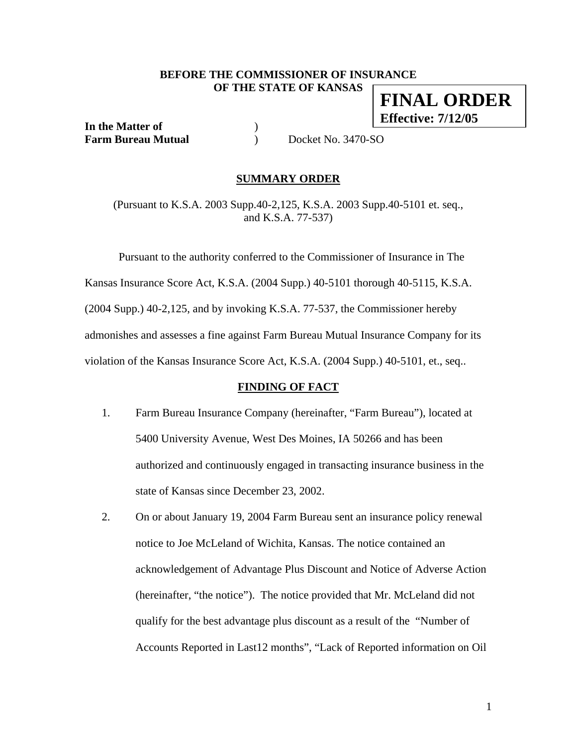**BEFORE THE COMMISSIONER OF INSURANCE**
**OF THE STATE OF KANSAS**

**FINAL ORDER**
**Effective: 7/12/05**

**In the Matter of** )
**Farm Bureau Mutual** ) Docket No. 3470-SO

## SUMMARY ORDER

(Pursuant to K.S.A. 2003 Supp.40-2,125, K.S.A. 2003 Supp.40-5101 et. seq., and K.S.A. 77-537)

Pursuant to the authority conferred to the Commissioner of Insurance in The Kansas Insurance Score Act, K.S.A. (2004 Supp.) 40-5101 thorough 40-5115, K.S.A. (2004 Supp.) 40-2,125, and by invoking K.S.A. 77-537, the Commissioner hereby admonishes and assesses a fine against Farm Bureau Mutual Insurance Company for its violation of the Kansas Insurance Score Act, K.S.A. (2004 Supp.) 40-5101, et., seq..

## FINDING OF FACT

1. Farm Bureau Insurance Company (hereinafter, "Farm Bureau"), located at 5400 University Avenue, West Des Moines, IA 50266 and has been authorized and continuously engaged in transacting insurance business in the state of Kansas since December 23, 2002.
2. On or about January 19, 2004 Farm Bureau sent an insurance policy renewal notice to Joe McLeland of Wichita, Kansas. The notice contained an acknowledgement of Advantage Plus Discount and Notice of Adverse Action (hereinafter, "the notice"). The notice provided that Mr. McLeland did not qualify for the best advantage plus discount as a result of the "Number of Accounts Reported in Last12 months", "Lack of Reported information on Oil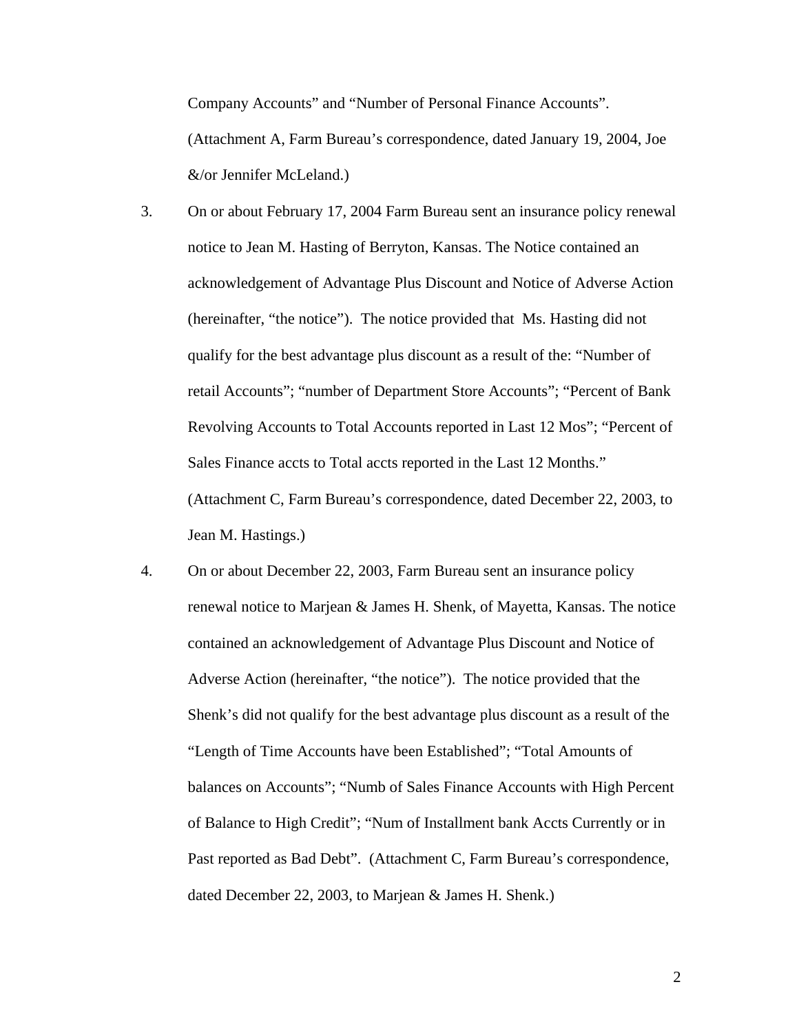Company Accounts" and "Number of Personal Finance Accounts". (Attachment A, Farm Bureau's correspondence, dated January 19, 2004, Joe &/or Jennifer McLeland.)

3. On or about February 17, 2004 Farm Bureau sent an insurance policy renewal notice to Jean M. Hasting of Berryton, Kansas. The Notice contained an acknowledgement of Advantage Plus Discount and Notice of Adverse Action (hereinafter, "the notice"). The notice provided that Ms. Hasting did not qualify for the best advantage plus discount as a result of the: "Number of retail Accounts"; "number of Department Store Accounts"; "Percent of Bank Revolving Accounts to Total Accounts reported in Last 12 Mos"; "Percent of Sales Finance accts to Total accts reported in the Last 12 Months." (Attachment C, Farm Bureau's correspondence, dated December 22, 2003, to Jean M. Hastings.)

4. On or about December 22, 2003, Farm Bureau sent an insurance policy renewal notice to Marjean & James H. Shenk, of Mayetta, Kansas. The notice contained an acknowledgement of Advantage Plus Discount and Notice of Adverse Action (hereinafter, "the notice"). The notice provided that the Shenk's did not qualify for the best advantage plus discount as a result of the "Length of Time Accounts have been Established"; "Total Amounts of balances on Accounts"; "Numb of Sales Finance Accounts with High Percent of Balance to High Credit"; "Num of Installment bank Accts Currently or in Past reported as Bad Debt". (Attachment C, Farm Bureau's correspondence, dated December 22, 2003, to Marjean & James H. Shenk.)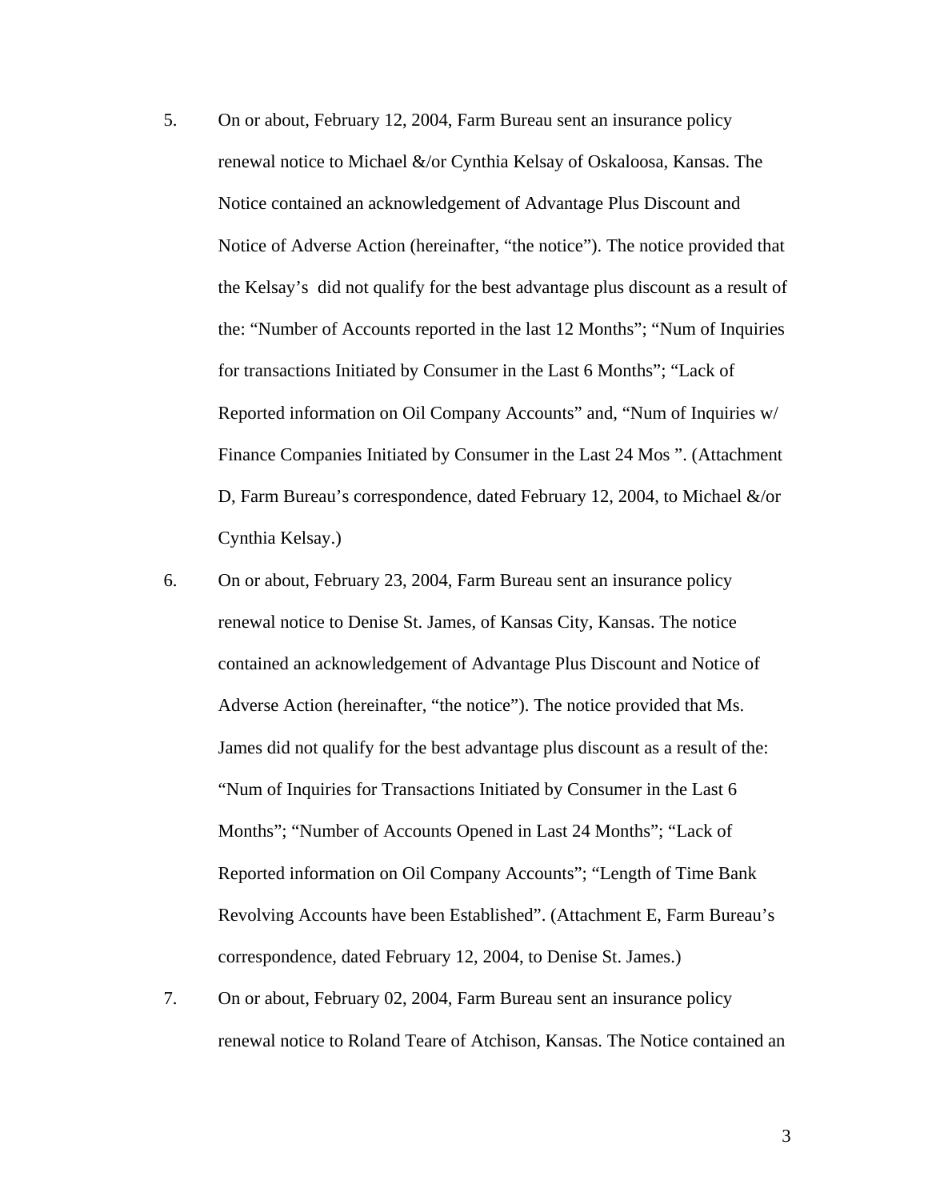5. On or about, February 12, 2004, Farm Bureau sent an insurance policy renewal notice to Michael &/or Cynthia Kelsay of Oskaloosa, Kansas. The Notice contained an acknowledgement of Advantage Plus Discount and Notice of Adverse Action (hereinafter, "the notice"). The notice provided that the Kelsay's did not qualify for the best advantage plus discount as a result of the: "Number of Accounts reported in the last 12 Months"; "Num of Inquiries for transactions Initiated by Consumer in the Last 6 Months"; "Lack of Reported information on Oil Company Accounts" and, "Num of Inquiries w/ Finance Companies Initiated by Consumer in the Last 24 Mos ". (Attachment D, Farm Bureau's correspondence, dated February 12, 2004, to Michael &/or Cynthia Kelsay.)

6. On or about, February 23, 2004, Farm Bureau sent an insurance policy renewal notice to Denise St. James, of Kansas City, Kansas. The notice contained an acknowledgement of Advantage Plus Discount and Notice of Adverse Action (hereinafter, "the notice"). The notice provided that Ms. James did not qualify for the best advantage plus discount as a result of the: "Num of Inquiries for Transactions Initiated by Consumer in the Last 6 Months"; "Number of Accounts Opened in Last 24 Months"; "Lack of Reported information on Oil Company Accounts"; "Length of Time Bank Revolving Accounts have been Established". (Attachment E, Farm Bureau's correspondence, dated February 12, 2004, to Denise St. James.)

7. On or about, February 02, 2004, Farm Bureau sent an insurance policy renewal notice to Roland Teare of Atchison, Kansas. The Notice contained an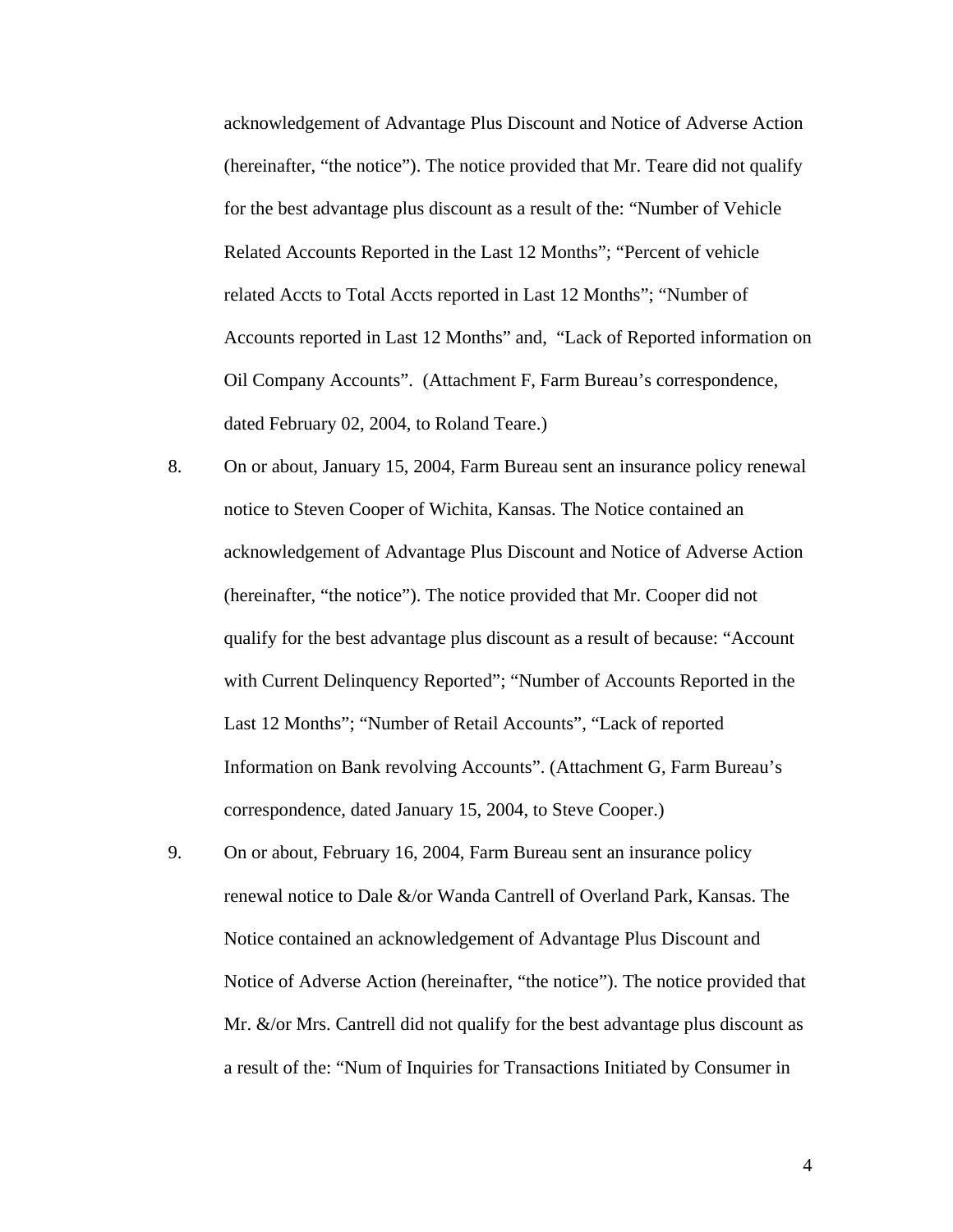acknowledgement of Advantage Plus Discount and Notice of Adverse Action (hereinafter, "the notice"). The notice provided that Mr. Teare did not qualify for the best advantage plus discount as a result of the: "Number of Vehicle Related Accounts Reported in the Last 12 Months"; "Percent of vehicle related Accts to Total Accts reported in Last 12 Months"; "Number of Accounts reported in Last 12 Months" and, "Lack of Reported information on Oil Company Accounts". (Attachment F, Farm Bureau's correspondence, dated February 02, 2004, to Roland Teare.)

8. On or about, January 15, 2004, Farm Bureau sent an insurance policy renewal notice to Steven Cooper of Wichita, Kansas. The Notice contained an acknowledgement of Advantage Plus Discount and Notice of Adverse Action (hereinafter, "the notice"). The notice provided that Mr. Cooper did not qualify for the best advantage plus discount as a result of because: "Account with Current Delinquency Reported"; "Number of Accounts Reported in the Last 12 Months"; "Number of Retail Accounts", "Lack of reported Information on Bank revolving Accounts". (Attachment G, Farm Bureau's correspondence, dated January 15, 2004, to Steve Cooper.)

9. On or about, February 16, 2004, Farm Bureau sent an insurance policy renewal notice to Dale &/or Wanda Cantrell of Overland Park, Kansas. The Notice contained an acknowledgement of Advantage Plus Discount and Notice of Adverse Action (hereinafter, "the notice"). The notice provided that Mr. &/or Mrs. Cantrell did not qualify for the best advantage plus discount as a result of the: "Num of Inquiries for Transactions Initiated by Consumer in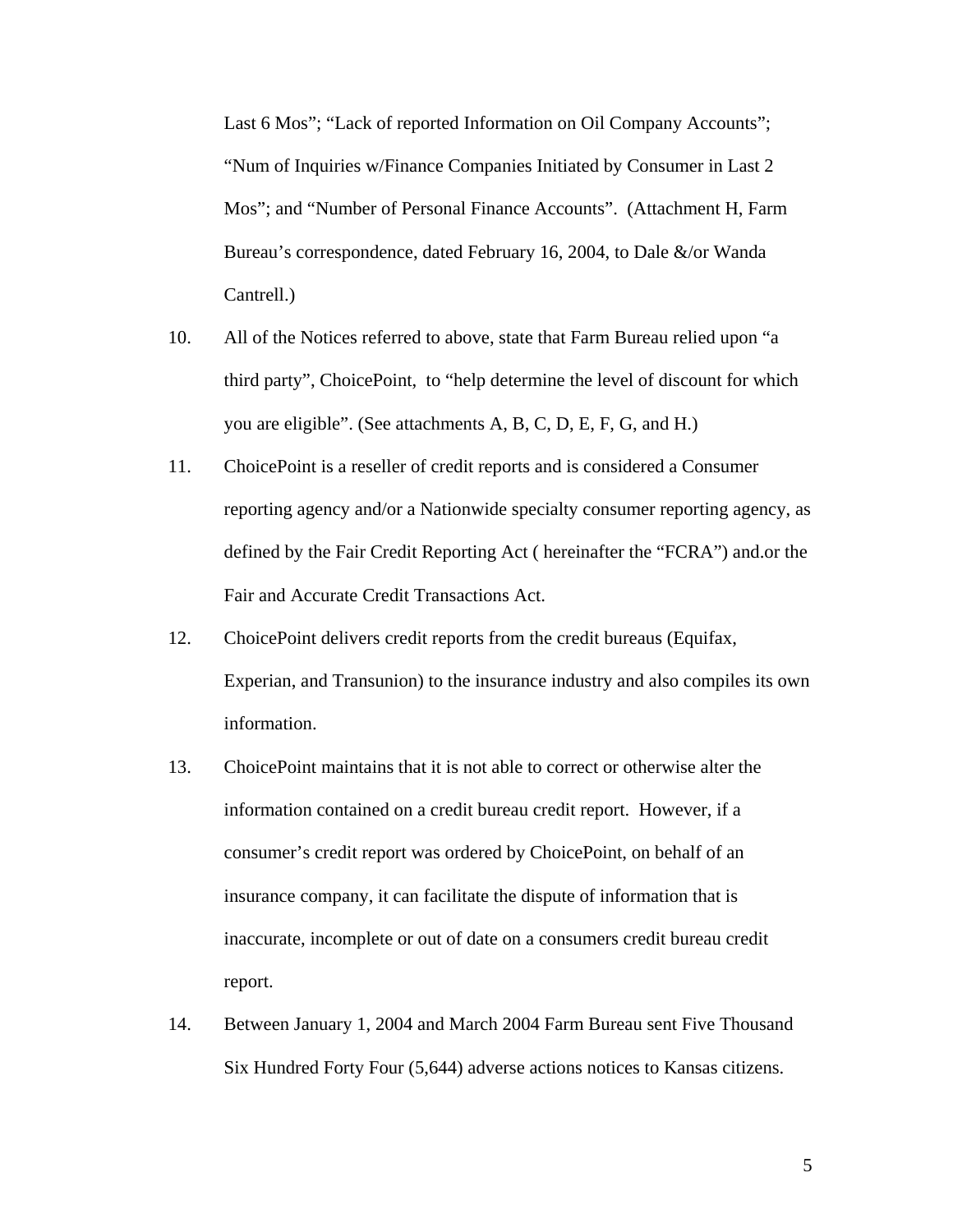Last 6 Mos"; "Lack of reported Information on Oil Company Accounts"; "Num of Inquiries w/Finance Companies Initiated by Consumer in Last 2 Mos"; and "Number of Personal Finance Accounts". (Attachment H, Farm Bureau's correspondence, dated February 16, 2004, to Dale &/or Wanda Cantrell.)

10. All of the Notices referred to above, state that Farm Bureau relied upon "a third party", ChoicePoint, to "help determine the level of discount for which you are eligible". (See attachments A, B, C, D, E, F, G, and H.)

11. ChoicePoint is a reseller of credit reports and is considered a Consumer reporting agency and/or a Nationwide specialty consumer reporting agency, as defined by the Fair Credit Reporting Act ( hereinafter the "FCRA") and.or the Fair and Accurate Credit Transactions Act.

12. ChoicePoint delivers credit reports from the credit bureaus (Equifax, Experian, and Transunion) to the insurance industry and also compiles its own information.

13. ChoicePoint maintains that it is not able to correct or otherwise alter the information contained on a credit bureau credit report. However, if a consumer's credit report was ordered by ChoicePoint, on behalf of an insurance company, it can facilitate the dispute of information that is inaccurate, incomplete or out of date on a consumers credit bureau credit report.

14. Between January 1, 2004 and March 2004 Farm Bureau sent Five Thousand Six Hundred Forty Four (5,644) adverse actions notices to Kansas citizens.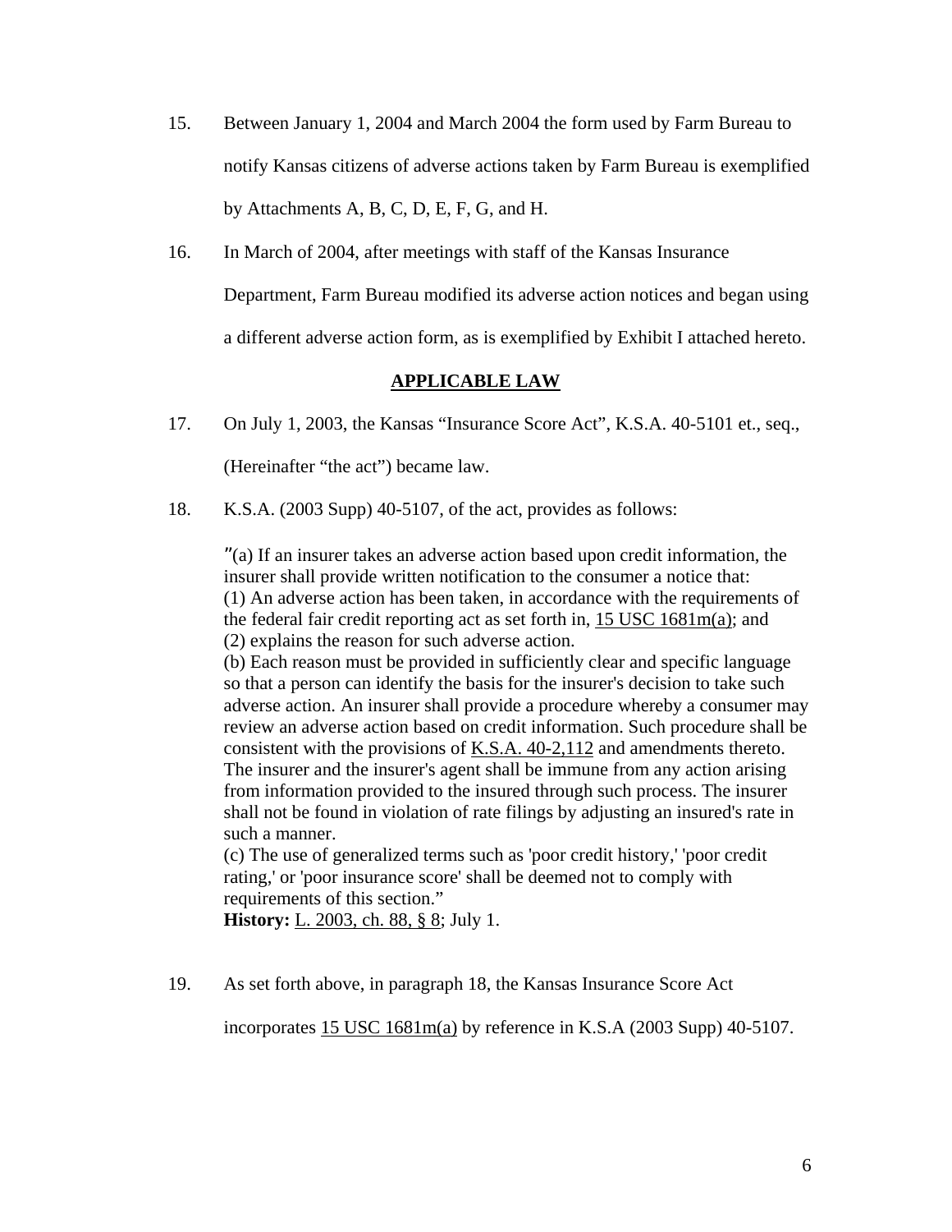15. Between January 1, 2004 and March 2004 the form used by Farm Bureau to notify Kansas citizens of adverse actions taken by Farm Bureau is exemplified by Attachments A, B, C, D, E, F, G, and H.

16. In March of 2004, after meetings with staff of the Kansas Insurance Department, Farm Bureau modified its adverse action notices and began using a different adverse action form, as is exemplified by Exhibit I attached hereto.

## APPLICABLE LAW

17. On July 1, 2003, the Kansas "Insurance Score Act", K.S.A. 40-5101 et., seq., (Hereinafter "the act") became law.

18. K.S.A. (2003 Supp) 40-5107, of the act, provides as follows:

> ″(a) If an insurer takes an adverse action based upon credit information, the insurer shall provide written notification to the consumer a notice that:
> (1) An adverse action has been taken, in accordance with the requirements of the federal fair credit reporting act as set forth in, 15 USC 1681m(a); and
> (2) explains the reason for such adverse action.
> (b) Each reason must be provided in sufficiently clear and specific language so that a person can identify the basis for the insurer's decision to take such adverse action. An insurer shall provide a procedure whereby a consumer may review an adverse action based on credit information. Such procedure shall be consistent with the provisions of K.S.A. 40-2,112 and amendments thereto. The insurer and the insurer's agent shall be immune from any action arising from information provided to the insured through such process. The insurer shall not be found in violation of rate filings by adjusting an insured's rate in such a manner.
> (c) The use of generalized terms such as 'poor credit history,' 'poor credit rating,' or 'poor insurance score' shall be deemed not to comply with requirements of this section."
> **History:** L. 2003, ch. 88, § 8; July 1.

19. As set forth above, in paragraph 18, the Kansas Insurance Score Act incorporates 15 USC 1681m(a) by reference in K.S.A (2003 Supp) 40-5107.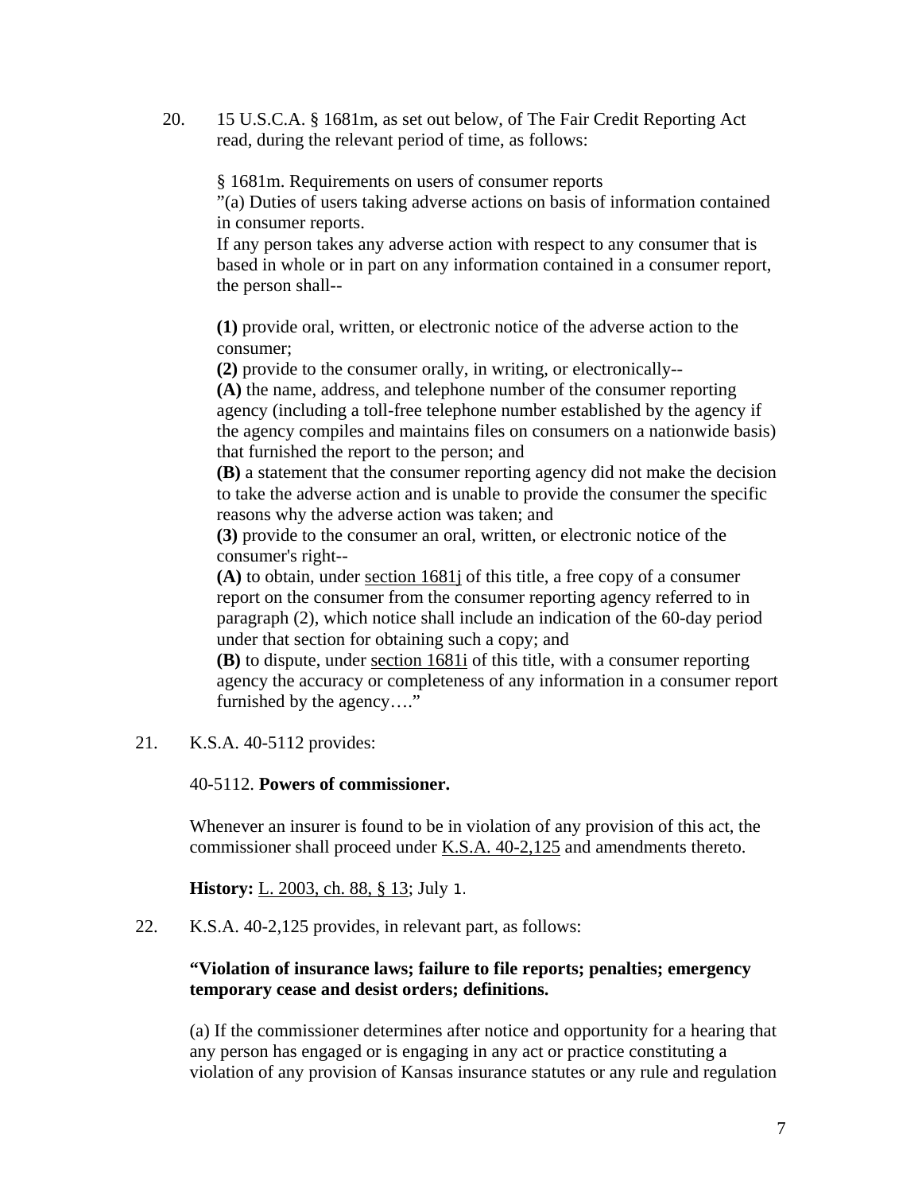20. 15 U.S.C.A. § 1681m, as set out below, of The Fair Credit Reporting Act read, during the relevant period of time, as follows:

    § 1681m. Requirements on users of consumer reports
    "(a) Duties of users taking adverse actions on basis of information contained in consumer reports.
    If any person takes any adverse action with respect to any consumer that is based in whole or in part on any information contained in a consumer report, the person shall--

    **(1)** provide oral, written, or electronic notice of the adverse action to the consumer;
    **(2)** provide to the consumer orally, in writing, or electronically--
    **(A)** the name, address, and telephone number of the consumer reporting agency (including a toll-free telephone number established by the agency if the agency compiles and maintains files on consumers on a nationwide basis) that furnished the report to the person; and
    **(B)** a statement that the consumer reporting agency did not make the decision to take the adverse action and is unable to provide the consumer the specific reasons why the adverse action was taken; and
    **(3)** provide to the consumer an oral, written, or electronic notice of the consumer's right--
    **(A)** to obtain, under section 1681j of this title, a free copy of a consumer report on the consumer from the consumer reporting agency referred to in paragraph (2), which notice shall include an indication of the 60-day period under that section for obtaining such a copy; and
    **(B)** to dispute, under section 1681i of this title, with a consumer reporting agency the accuracy or completeness of any information in a consumer report furnished by the agency…."

21. K.S.A. 40-5112 provides:

    40-5112. **Powers of commissioner.**

    Whenever an insurer is found to be in violation of any provision of this act, the commissioner shall proceed under K.S.A. 40-2,125 and amendments thereto.

    **History:** L. 2003, ch. 88, § 13; July 1.

22. K.S.A. 40-2,125 provides, in relevant part, as follows:

    **"Violation of insurance laws; failure to file reports; penalties; emergency temporary cease and desist orders; definitions.**

    (a) If the commissioner determines after notice and opportunity for a hearing that any person has engaged or is engaging in any act or practice constituting a violation of any provision of Kansas insurance statutes or any rule and regulation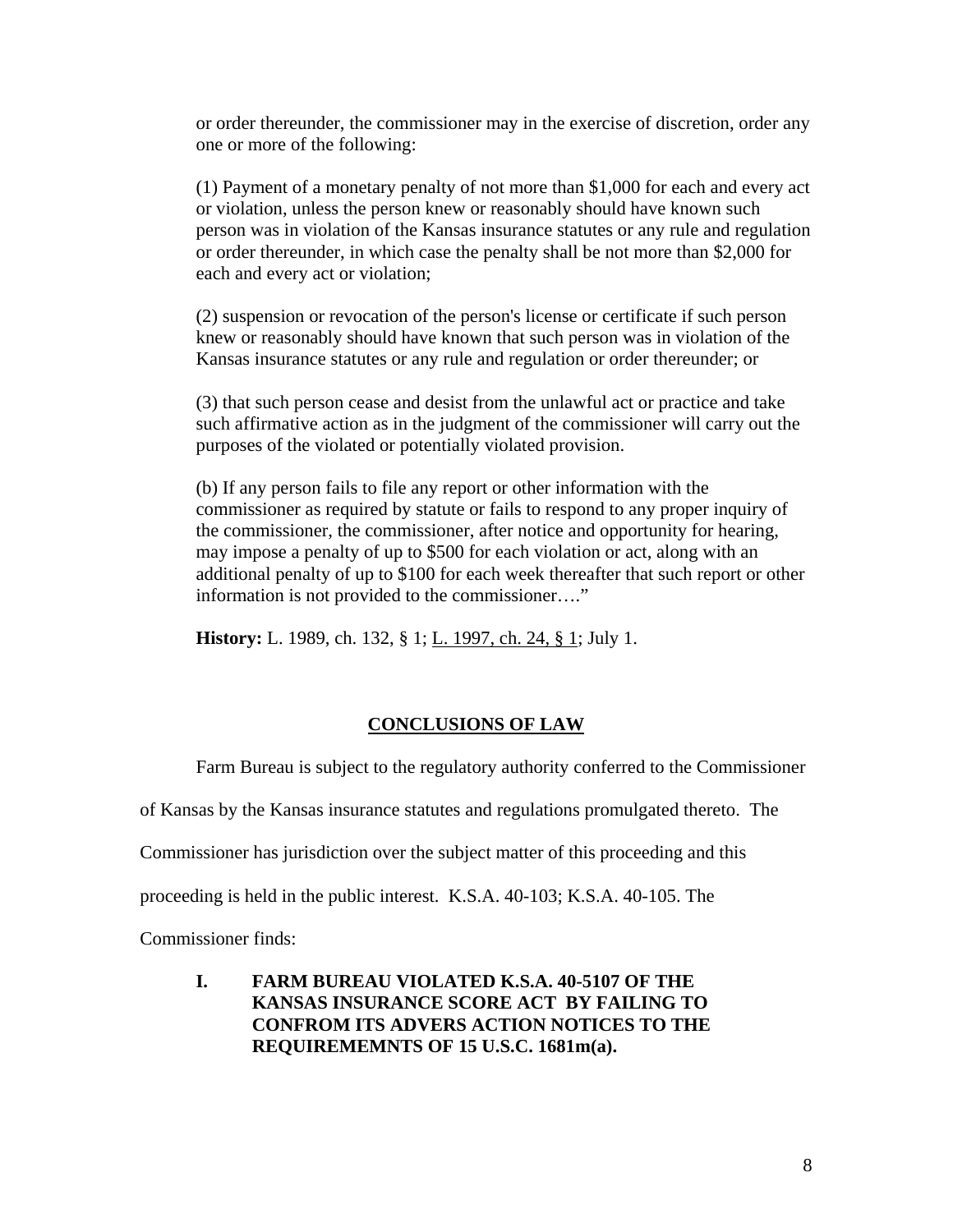or order thereunder, the commissioner may in the exercise of discretion, order any one or more of the following:

(1) Payment of a monetary penalty of not more than $1,000 for each and every act or violation, unless the person knew or reasonably should have known such person was in violation of the Kansas insurance statutes or any rule and regulation or order thereunder, in which case the penalty shall be not more than $2,000 for each and every act or violation;

(2) suspension or revocation of the person's license or certificate if such person knew or reasonably should have known that such person was in violation of the Kansas insurance statutes or any rule and regulation or order thereunder; or

(3) that such person cease and desist from the unlawful act or practice and take such affirmative action as in the judgment of the commissioner will carry out the purposes of the violated or potentially violated provision.

(b) If any person fails to file any report or other information with the commissioner as required by statute or fails to respond to any proper inquiry of the commissioner, the commissioner, after notice and opportunity for hearing, may impose a penalty of up to $500 for each violation or act, along with an additional penalty of up to $100 for each week thereafter that such report or other information is not provided to the commissioner…."

**History:** L. 1989, ch. 132, § 1; L. 1997, ch. 24, § 1; July 1.

## CONCLUSIONS OF LAW

Farm Bureau is subject to the regulatory authority conferred to the Commissioner of Kansas by the Kansas insurance statutes and regulations promulgated thereto. The Commissioner has jurisdiction over the subject matter of this proceeding and this proceeding is held in the public interest. K.S.A. 40-103; K.S.A. 40-105. The Commissioner finds:

### I. FARM BUREAU VIOLATED K.S.A. 40-5107 OF THE KANSAS INSURANCE SCORE ACT BY FAILING TO CONFROM ITS ADVERS ACTION NOTICES TO THE REQUIREMEMNTS OF 15 U.S.C. 1681m(a).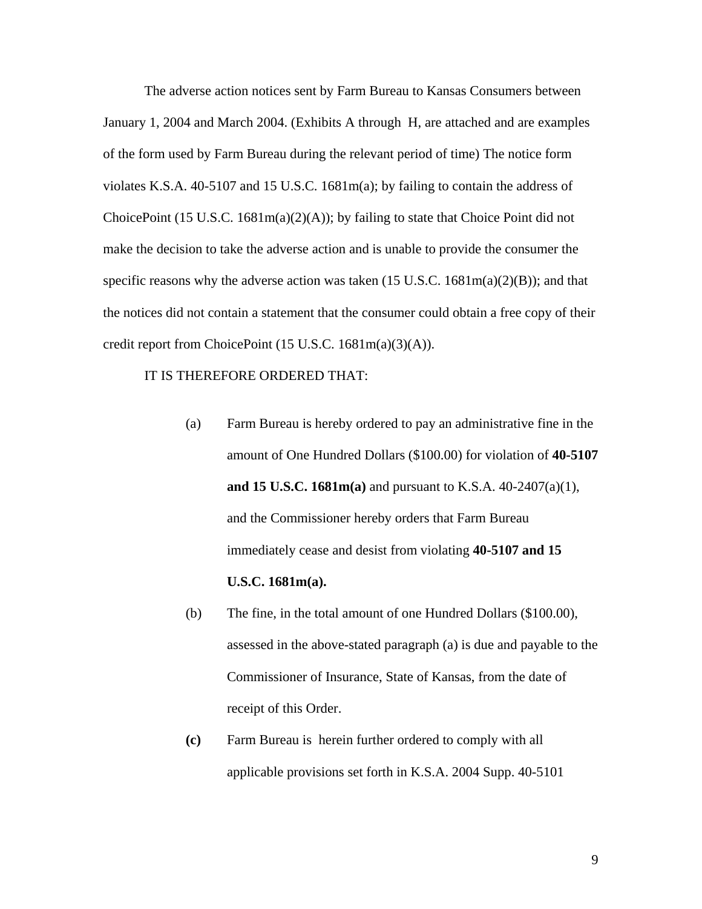The adverse action notices sent by Farm Bureau to Kansas Consumers between January 1, 2004 and March 2004. (Exhibits A through H, are attached and are examples of the form used by Farm Bureau during the relevant period of time) The notice form violates K.S.A. 40-5107 and 15 U.S.C. 1681m(a); by failing to contain the address of ChoicePoint (15 U.S.C. 1681m(a)(2)(A)); by failing to state that Choice Point did not make the decision to take the adverse action and is unable to provide the consumer the specific reasons why the adverse action was taken (15 U.S.C. 1681m(a)(2)(B)); and that the notices did not contain a statement that the consumer could obtain a free copy of their credit report from ChoicePoint (15 U.S.C. 1681m(a)(3)(A)).

IT IS THEREFORE ORDERED THAT:

(a) Farm Bureau is hereby ordered to pay an administrative fine in the amount of One Hundred Dollars ($100.00) for violation of **40-5107 and 15 U.S.C. 1681m(a)** and pursuant to K.S.A. 40-2407(a)(1), and the Commissioner hereby orders that Farm Bureau immediately cease and desist from violating **40-5107 and 15 U.S.C. 1681m(a).**

(b) The fine, in the total amount of one Hundred Dollars ($100.00), assessed in the above-stated paragraph (a) is due and payable to the Commissioner of Insurance, State of Kansas, from the date of receipt of this Order.

**(c)** Farm Bureau is herein further ordered to comply with all applicable provisions set forth in K.S.A. 2004 Supp. 40-5101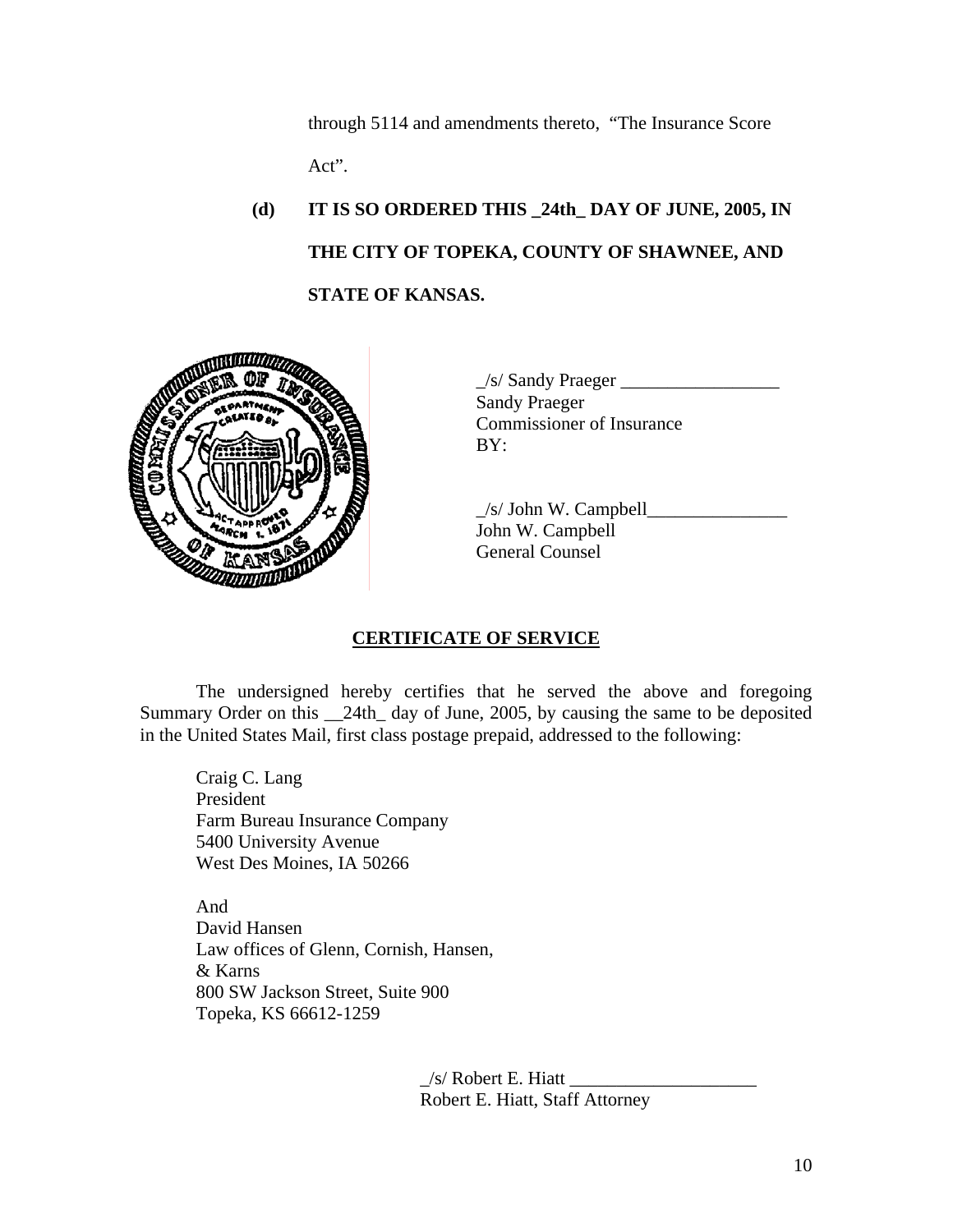through 5114 and amendments thereto, "The Insurance Score Act".

**(d) IT IS SO ORDERED THIS _24th_ DAY OF JUNE, 2005, IN THE CITY OF TOPEKA, COUNTY OF SHAWNEE, AND STATE OF KANSAS.**

_/s/ Sandy Praeger _________________
Sandy Praeger
Commissioner of Insurance
BY:

_/s/ John W. Campbell_______________
John W. Campbell
General Counsel

## CERTIFICATE OF SERVICE

The undersigned hereby certifies that he served the above and foregoing Summary Order on this __24th_ day of June, 2005, by causing the same to be deposited in the United States Mail, first class postage prepaid, addressed to the following:

Craig C. Lang
President
Farm Bureau Insurance Company
5400 University Avenue
West Des Moines, IA 50266

And
David Hansen
Law offices of Glenn, Cornish, Hansen, & Karns
800 SW Jackson Street, Suite 900
Topeka, KS 66612-1259

_/s/ Robert E. Hiatt ____________________
Robert E. Hiatt, Staff Attorney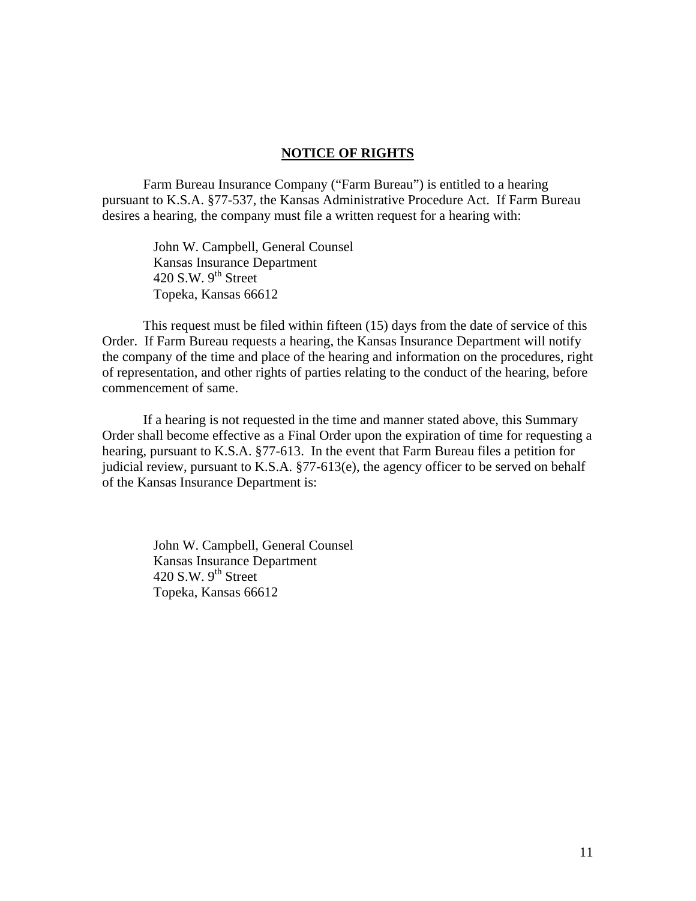## NOTICE OF RIGHTS

Farm Bureau Insurance Company ("Farm Bureau") is entitled to a hearing pursuant to K.S.A. §77-537, the Kansas Administrative Procedure Act. If Farm Bureau desires a hearing, the company must file a written request for a hearing with:

John W. Campbell, General Counsel
Kansas Insurance Department
420 S.W. 9th Street
Topeka, Kansas 66612

This request must be filed within fifteen (15) days from the date of service of this Order. If Farm Bureau requests a hearing, the Kansas Insurance Department will notify the company of the time and place of the hearing and information on the procedures, right of representation, and other rights of parties relating to the conduct of the hearing, before commencement of same.

If a hearing is not requested in the time and manner stated above, this Summary Order shall become effective as a Final Order upon the expiration of time for requesting a hearing, pursuant to K.S.A. §77-613. In the event that Farm Bureau files a petition for judicial review, pursuant to K.S.A. §77-613(e), the agency officer to be served on behalf of the Kansas Insurance Department is:

John W. Campbell, General Counsel
Kansas Insurance Department
420 S.W. 9th Street
Topeka, Kansas 66612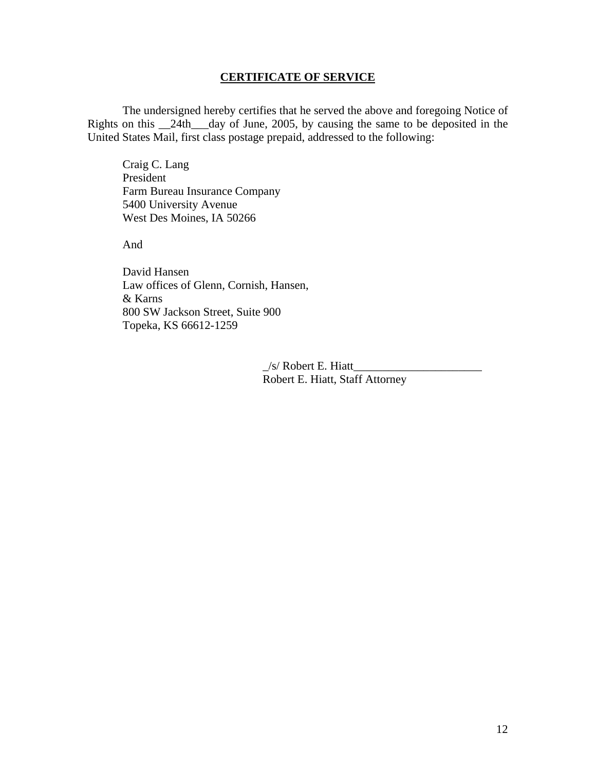**CERTIFICATE OF SERVICE**

The undersigned hereby certifies that he served the above and foregoing Notice of Rights on this __24th___day of June, 2005, by causing the same to be deposited in the United States Mail, first class postage prepaid, addressed to the following:

Craig C. Lang
President
Farm Bureau Insurance Company
5400 University Avenue
West Des Moines, IA 50266

And

David Hansen
Law offices of Glenn, Cornish, Hansen,
& Karns
800 SW Jackson Street, Suite 900
Topeka, KS 66612-1259

_/s/ Robert E. Hiatt______________________
Robert E. Hiatt, Staff Attorney